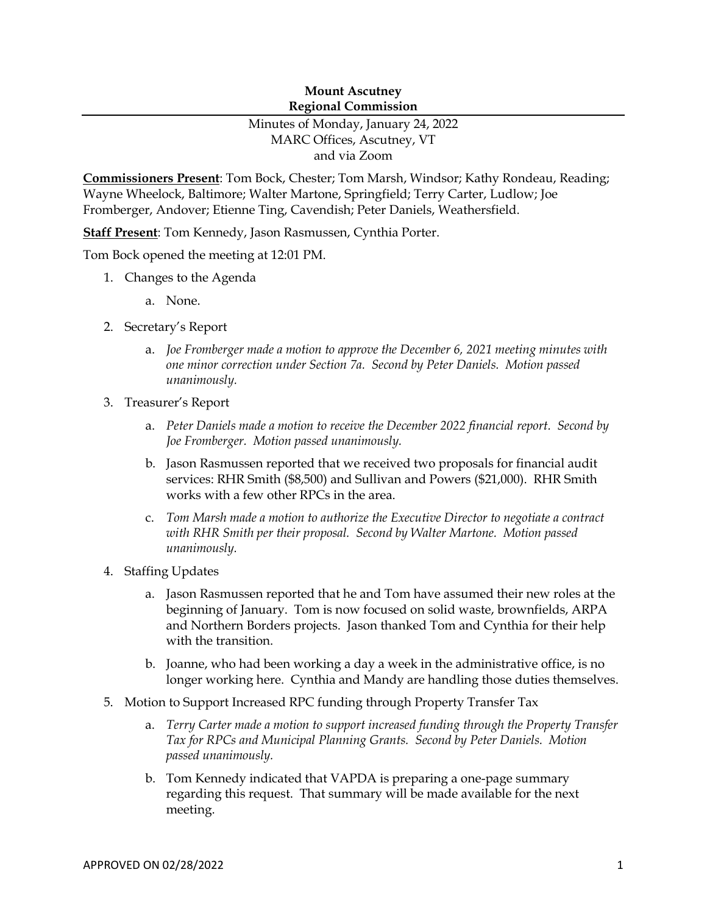**Mount Ascutney**
**Regional Commission**

Minutes of Monday, January 24, 2022
MARC Offices, Ascutney, VT
and via Zoom

**Commissioners Present**: Tom Bock, Chester; Tom Marsh, Windsor; Kathy Rondeau, Reading; Wayne Wheelock, Baltimore; Walter Martone, Springfield; Terry Carter, Ludlow; Joe Fromberger, Andover; Etienne Ting, Cavendish; Peter Daniels, Weathersfield.

**Staff Present**: Tom Kennedy, Jason Rasmussen, Cynthia Porter.

Tom Bock opened the meeting at 12:01 PM.

1. Changes to the Agenda
   a. None.
2. Secretary's Report
   a. *Joe Fromberger made a motion to approve the December 6, 2021 meeting minutes with one minor correction under Section 7a. Second by Peter Daniels. Motion passed unanimously.*
3. Treasurer's Report
   a. *Peter Daniels made a motion to receive the December 2022 financial report. Second by Joe Fromberger. Motion passed unanimously.*
   b. Jason Rasmussen reported that we received two proposals for financial audit services: RHR Smith ($8,500) and Sullivan and Powers ($21,000). RHR Smith works with a few other RPCs in the area.
   c. *Tom Marsh made a motion to authorize the Executive Director to negotiate a contract with RHR Smith per their proposal. Second by Walter Martone. Motion passed unanimously.*
4. Staffing Updates
   a. Jason Rasmussen reported that he and Tom have assumed their new roles at the beginning of January. Tom is now focused on solid waste, brownfields, ARPA and Northern Borders projects. Jason thanked Tom and Cynthia for their help with the transition.
   b. Joanne, who had been working a day a week in the administrative office, is no longer working here. Cynthia and Mandy are handling those duties themselves.
5. Motion to Support Increased RPC funding through Property Transfer Tax
   a. *Terry Carter made a motion to support increased funding through the Property Transfer Tax for RPCs and Municipal Planning Grants. Second by Peter Daniels. Motion passed unanimously.*
   b. Tom Kennedy indicated that VAPDA is preparing a one-page summary regarding this request. That summary will be made available for the next meeting.

APPROVED ON 02/28/2022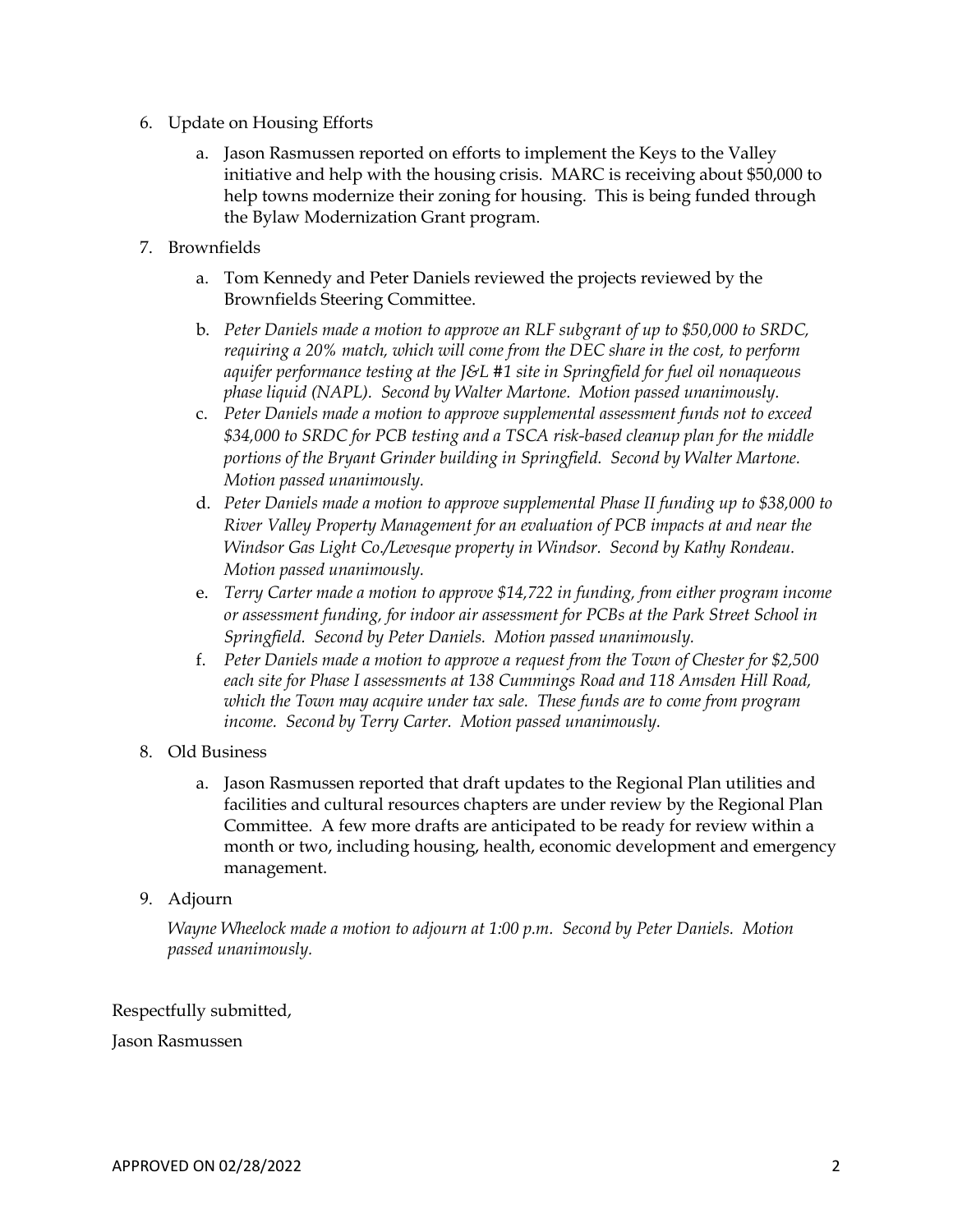6. Update on Housing Efforts

    a. Jason Rasmussen reported on efforts to implement the Keys to the Valley initiative and help with the housing crisis. MARC is receiving about $50,000 to help towns modernize their zoning for housing. This is being funded through the Bylaw Modernization Grant program.

7. Brownfields

    a. Tom Kennedy and Peter Daniels reviewed the projects reviewed by the Brownfields Steering Committee.

    b. *Peter Daniels made a motion to approve an RLF subgrant of up to $50,000 to SRDC, requiring a 20% match, which will come from the DEC share in the cost, to perform aquifer performance testing at the J&L #1 site in Springfield for fuel oil nonaqueous phase liquid (NAPL). Second by Walter Martone. Motion passed unanimously.*

    c. *Peter Daniels made a motion to approve supplemental assessment funds not to exceed $34,000 to SRDC for PCB testing and a TSCA risk-based cleanup plan for the middle portions of the Bryant Grinder building in Springfield. Second by Walter Martone. Motion passed unanimously.*

    d. *Peter Daniels made a motion to approve supplemental Phase II funding up to $38,000 to River Valley Property Management for an evaluation of PCB impacts at and near the Windsor Gas Light Co./Levesque property in Windsor. Second by Kathy Rondeau. Motion passed unanimously.*

    e. *Terry Carter made a motion to approve $14,722 in funding, from either program income or assessment funding, for indoor air assessment for PCBs at the Park Street School in Springfield. Second by Peter Daniels. Motion passed unanimously.*

    f. *Peter Daniels made a motion to approve a request from the Town of Chester for $2,500 each site for Phase I assessments at 138 Cummings Road and 118 Amsden Hill Road, which the Town may acquire under tax sale. These funds are to come from program income. Second by Terry Carter. Motion passed unanimously.*

8. Old Business

    a. Jason Rasmussen reported that draft updates to the Regional Plan utilities and facilities and cultural resources chapters are under review by the Regional Plan Committee. A few more drafts are anticipated to be ready for review within a month or two, including housing, health, economic development and emergency management.

9. Adjourn

    *Wayne Wheelock made a motion to adjourn at 1:00 p.m. Second by Peter Daniels. Motion passed unanimously.*

Respectfully submitted,

Jason Rasmussen

APPROVED ON 02/28/2022